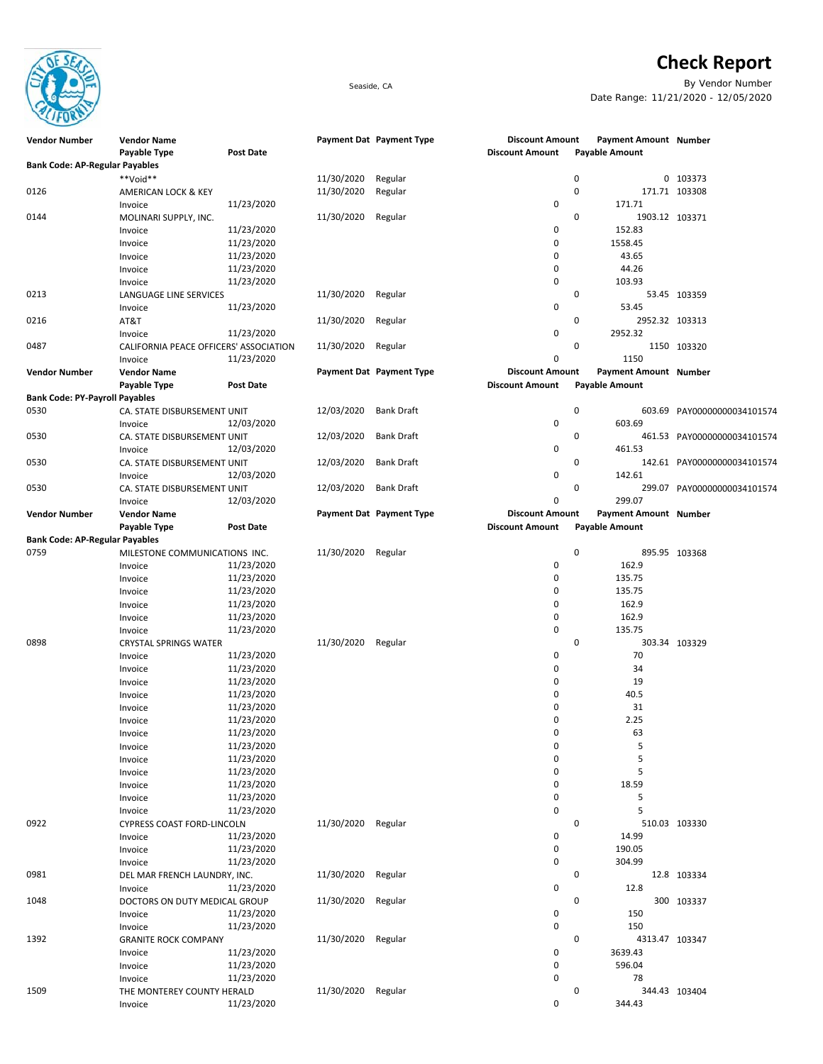# Check Report

Seaside, CA

By Vendor Number

Date Range: 11/21/2020 - 12/05/2020

| Vendor Number | Vendor Name | | Payment Date | Payment Type | Discount Amount | Payment Amount | Number |
|---|---|---|---|---|---|---|---|
| | Payable Type | Post Date | | | Discount Amount | Payable Amount | |
| **Bank Code: AP-Regular Payables** | | | | | | | |
| | **Void** | | 11/30/2020 | Regular | 0 | 0 | 103373 |
| 0126 | AMERICAN LOCK & KEY | | 11/30/2020 | Regular | 0 | 171.71 | 103308 |
| | Invoice | 11/23/2020 | | | 0 | 171.71 | |
| 0144 | MOLINARI SUPPLY, INC. | | 11/30/2020 | Regular | 0 | 1903.12 | 103371 |
| | Invoice | 11/23/2020 | | | 0 | 152.83 | |
| | Invoice | 11/23/2020 | | | 0 | 1558.45 | |
| | Invoice | 11/23/2020 | | | 0 | 43.65 | |
| | Invoice | 11/23/2020 | | | 0 | 44.26 | |
| | Invoice | 11/23/2020 | | | 0 | 103.93 | |
| 0213 | LANGUAGE LINE SERVICES | | 11/30/2020 | Regular | 0 | 53.45 | 103359 |
| | Invoice | 11/23/2020 | | | 0 | 53.45 | |
| 0216 | AT&T | | 11/30/2020 | Regular | 0 | 2952.32 | 103313 |
| | Invoice | 11/23/2020 | | | 0 | 2952.32 | |
| 0487 | CALIFORNIA PEACE OFFICERS' ASSOCIATION | | 11/30/2020 | Regular | 0 | 1150 | 103320 |
| | Invoice | 11/23/2020 | | | 0 | 1150 | |

| Vendor Number | Vendor Name | | Payment Date | Payment Type | Discount Amount | Payment Amount | Number |
|---|---|---|---|---|---|---|---|
| | Payable Type | Post Date | | | Discount Amount | Payable Amount | |
| **Bank Code: PY-Payroll Payables** | | | | | | | |
| 0530 | CA. STATE DISBURSEMENT UNIT | | 12/03/2020 | Bank Draft | 0 | 603.69 | PAY00000000034101574 |
| | Invoice | 12/03/2020 | | | 0 | 603.69 | |
| 0530 | CA. STATE DISBURSEMENT UNIT | | 12/03/2020 | Bank Draft | 0 | 461.53 | PAY00000000034101574 |
| | Invoice | 12/03/2020 | | | 0 | 461.53 | |
| 0530 | CA. STATE DISBURSEMENT UNIT | | 12/03/2020 | Bank Draft | 0 | 142.61 | PAY00000000034101574 |
| | Invoice | 12/03/2020 | | | 0 | 142.61 | |
| 0530 | CA. STATE DISBURSEMENT UNIT | | 12/03/2020 | Bank Draft | 0 | 299.07 | PAY00000000034101574 |
| | Invoice | 12/03/2020 | | | 0 | 299.07 | |

| Vendor Number | Vendor Name | | Payment Date | Payment Type | Discount Amount | Payment Amount | Number |
|---|---|---|---|---|---|---|---|
| | Payable Type | Post Date | | | Discount Amount | Payable Amount | |
| **Bank Code: AP-Regular Payables** | | | | | | | |
| 0759 | MILESTONE COMMUNICATIONS INC. | | 11/30/2020 | Regular | 0 | 895.95 | 103368 |
| | Invoice | 11/23/2020 | | | 0 | 162.9 | |
| | Invoice | 11/23/2020 | | | 0 | 135.75 | |
| | Invoice | 11/23/2020 | | | 0 | 135.75 | |
| | Invoice | 11/23/2020 | | | 0 | 162.9 | |
| | Invoice | 11/23/2020 | | | 0 | 162.9 | |
| | Invoice | 11/23/2020 | | | 0 | 135.75 | |
| 0898 | CRYSTAL SPRINGS WATER | | 11/30/2020 | Regular | 0 | 303.34 | 103329 |
| | Invoice | 11/23/2020 | | | 0 | 70 | |
| | Invoice | 11/23/2020 | | | 0 | 34 | |
| | Invoice | 11/23/2020 | | | 0 | 19 | |
| | Invoice | 11/23/2020 | | | 0 | 40.5 | |
| | Invoice | 11/23/2020 | | | 0 | 31 | |
| | Invoice | 11/23/2020 | | | 0 | 2.25 | |
| | Invoice | 11/23/2020 | | | 0 | 63 | |
| | Invoice | 11/23/2020 | | | 0 | 5 | |
| | Invoice | 11/23/2020 | | | 0 | 5 | |
| | Invoice | 11/23/2020 | | | 0 | 5 | |
| | Invoice | 11/23/2020 | | | 0 | 18.59 | |
| | Invoice | 11/23/2020 | | | 0 | 5 | |
| | Invoice | 11/23/2020 | | | 0 | 5 | |
| 0922 | CYPRESS COAST FORD-LINCOLN | | 11/30/2020 | Regular | 0 | 510.03 | 103330 |
| | Invoice | 11/23/2020 | | | 0 | 14.99 | |
| | Invoice | 11/23/2020 | | | 0 | 190.05 | |
| | Invoice | 11/23/2020 | | | 0 | 304.99 | |
| 0981 | DEL MAR FRENCH LAUNDRY, INC. | | 11/30/2020 | Regular | 0 | 12.8 | 103334 |
| | Invoice | 11/23/2020 | | | 0 | 12.8 | |
| 1048 | DOCTORS ON DUTY MEDICAL GROUP | | 11/30/2020 | Regular | 0 | 300 | 103337 |
| | Invoice | 11/23/2020 | | | 0 | 150 | |
| | Invoice | 11/23/2020 | | | 0 | 150 | |
| 1392 | GRANITE ROCK COMPANY | | 11/30/2020 | Regular | 0 | 4313.47 | 103347 |
| | Invoice | 11/23/2020 | | | 0 | 3639.43 | |
| | Invoice | 11/23/2020 | | | 0 | 596.04 | |
| | Invoice | 11/23/2020 | | | 0 | 78 | |
| 1509 | THE MONTEREY COUNTY HERALD | | 11/30/2020 | Regular | 0 | 344.43 | 103404 |
| | Invoice | 11/23/2020 | | | 0 | 344.43 | |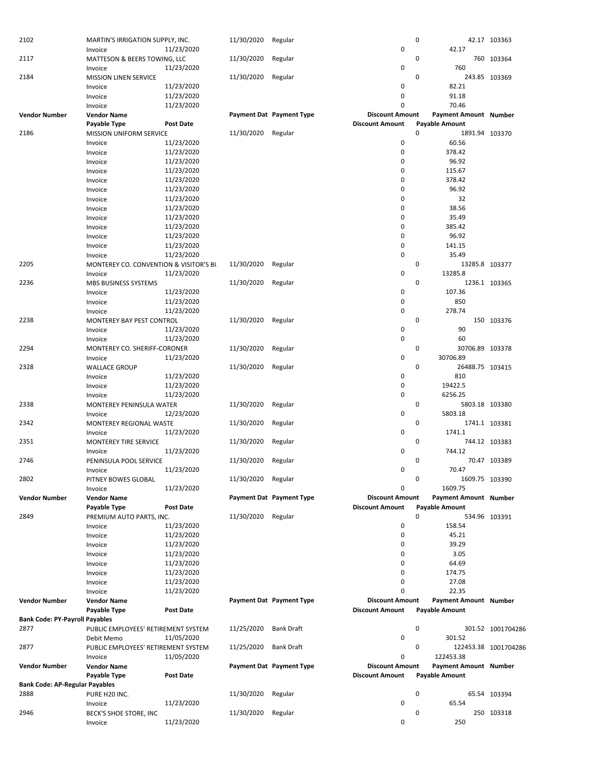| Vendor Number | Vendor Name | Post Date | Payment Date | Payment Type | Discount Amount | Payment Amount | Number |
|---|---|---|---|---|---|---|---|
| 2102 | MARTIN'S IRRIGATION SUPPLY, INC. | | 11/30/2020 | Regular | 0 | 42.17 | 103363 |
| | Invoice | 11/23/2020 | | | 0 | 42.17 | |
| 2117 | MATTESON & BEERS TOWING, LLC | | 11/30/2020 | Regular | 0 | 760 | 103364 |
| | Invoice | 11/23/2020 | | | 0 | 760 | |
| 2184 | MISSION LINEN SERVICE | | 11/30/2020 | Regular | 0 | 243.85 | 103369 |
| | Invoice | 11/23/2020 | | | 0 | 82.21 | |
| | Invoice | 11/23/2020 | | | 0 | 91.18 | |
| | Invoice | 11/23/2020 | | | 0 | 70.46 | |
| **Vendor Number** | **Vendor Name** | | **Payment Dat** | **Payment Type** | **Discount Amount** | **Payment Amount** | **Number** |
| | **Payable Type** | **Post Date** | | | **Discount Amount** | **Payable Amount** | |
| 2186 | MISSION UNIFORM SERVICE | | 11/30/2020 | Regular | 0 | 1891.94 | 103370 |
| | Invoice | 11/23/2020 | | | 0 | 60.56 | |
| | Invoice | 11/23/2020 | | | 0 | 378.42 | |
| | Invoice | 11/23/2020 | | | 0 | 96.92 | |
| | Invoice | 11/23/2020 | | | 0 | 115.67 | |
| | Invoice | 11/23/2020 | | | 0 | 378.42 | |
| | Invoice | 11/23/2020 | | | 0 | 96.92 | |
| | Invoice | 11/23/2020 | | | 0 | 32 | |
| | Invoice | 11/23/2020 | | | 0 | 38.56 | |
| | Invoice | 11/23/2020 | | | 0 | 35.49 | |
| | Invoice | 11/23/2020 | | | 0 | 385.42 | |
| | Invoice | 11/23/2020 | | | 0 | 96.92 | |
| | Invoice | 11/23/2020 | | | 0 | 141.15 | |
| | Invoice | 11/23/2020 | | | 0 | 35.49 | |
| 2205 | MONTEREY CO. CONVENTION & VISITOR'S BU | | 11/30/2020 | Regular | 0 | 13285.8 | 103377 |
| | Invoice | 11/23/2020 | | | 0 | 13285.8 | |
| 2236 | MBS BUSINESS SYSTEMS | | 11/30/2020 | Regular | 0 | 1236.1 | 103365 |
| | Invoice | 11/23/2020 | | | 0 | 107.36 | |
| | Invoice | 11/23/2020 | | | 0 | 850 | |
| | Invoice | 11/23/2020 | | | 0 | 278.74 | |
| 2238 | MONTEREY BAY PEST CONTROL | | 11/30/2020 | Regular | 0 | 150 | 103376 |
| | Invoice | 11/23/2020 | | | 0 | 90 | |
| | Invoice | 11/23/2020 | | | 0 | 60 | |
| 2294 | MONTEREY CO. SHERIFF-CORONER | | 11/30/2020 | Regular | 0 | 30706.89 | 103378 |
| | Invoice | 11/23/2020 | | | 0 | 30706.89 | |
| 2328 | WALLACE GROUP | | 11/30/2020 | Regular | 0 | 26488.75 | 103415 |
| | Invoice | 11/23/2020 | | | 0 | 810 | |
| | Invoice | 11/23/2020 | | | 0 | 19422.5 | |
| | Invoice | 11/23/2020 | | | 0 | 6256.25 | |
| 2338 | MONTEREY PENINSULA WATER | | 11/30/2020 | Regular | 0 | 5803.18 | 103380 |
| | Invoice | 12/23/2020 | | | 0 | 5803.18 | |
| 2342 | MONTEREY REGIONAL WASTE | | 11/30/2020 | Regular | 0 | 1741.1 | 103381 |
| | Invoice | 11/23/2020 | | | 0 | 1741.1 | |
| 2351 | MONTEREY TIRE SERVICE | | 11/30/2020 | Regular | 0 | 744.12 | 103383 |
| | Invoice | 11/23/2020 | | | 0 | 744.12 | |
| 2746 | PENINSULA POOL SERVICE | | 11/30/2020 | Regular | 0 | 70.47 | 103389 |
| | Invoice | 11/23/2020 | | | 0 | 70.47 | |
| 2802 | PITNEY BOWES GLOBAL | | 11/30/2020 | Regular | 0 | 1609.75 | 103390 |
| | Invoice | 11/23/2020 | | | 0 | 1609.75 | |
| **Vendor Number** | **Vendor Name** | | **Payment Dat** | **Payment Type** | **Discount Amount** | **Payment Amount** | **Number** |
| | **Payable Type** | **Post Date** | | | **Discount Amount** | **Payable Amount** | |
| 2849 | PREMIUM AUTO PARTS, INC. | | 11/30/2020 | Regular | 0 | 534.96 | 103391 |
| | Invoice | 11/23/2020 | | | 0 | 158.54 | |
| | Invoice | 11/23/2020 | | | 0 | 45.21 | |
| | Invoice | 11/23/2020 | | | 0 | 39.29 | |
| | Invoice | 11/23/2020 | | | 0 | 3.05 | |
| | Invoice | 11/23/2020 | | | 0 | 64.69 | |
| | Invoice | 11/23/2020 | | | 0 | 174.75 | |
| | Invoice | 11/23/2020 | | | 0 | 27.08 | |
| | Invoice | 11/23/2020 | | | 0 | 22.35 | |
| **Vendor Number** | **Vendor Name** | | **Payment Dat** | **Payment Type** | **Discount Amount** | **Payment Amount** | **Number** |
| | **Payable Type** | **Post Date** | | | **Discount Amount** | **Payable Amount** | |
| **Bank Code: PY-Payroll Payables** | | | | | | | |
| 2877 | PUBLIC EMPLOYEES' RETIREMENT SYSTEM | | 11/25/2020 | Bank Draft | 0 | 301.52 | 1001704286 |
| | Debit Memo | 11/05/2020 | | | 0 | 301.52 | |
| 2877 | PUBLIC EMPLOYEES' RETIREMENT SYSTEM | | 11/25/2020 | Bank Draft | 0 | 122453.38 | 1001704286 |
| | Invoice | 11/05/2020 | | | 0 | 122453.38 | |
| **Vendor Number** | **Vendor Name** | | **Payment Dat** | **Payment Type** | **Discount Amount** | **Payment Amount** | **Number** |
| | **Payable Type** | **Post Date** | | | **Discount Amount** | **Payable Amount** | |
| **Bank Code: AP-Regular Payables** | | | | | | | |
| 2888 | PURE H20 INC. | | 11/30/2020 | Regular | 0 | 65.54 | 103394 |
| | Invoice | 11/23/2020 | | | 0 | 65.54 | |
| 2946 | BECK'S SHOE STORE, INC | | 11/30/2020 | Regular | 0 | 250 | 103318 |
| | Invoice | 11/23/2020 | | | 0 | 250 | |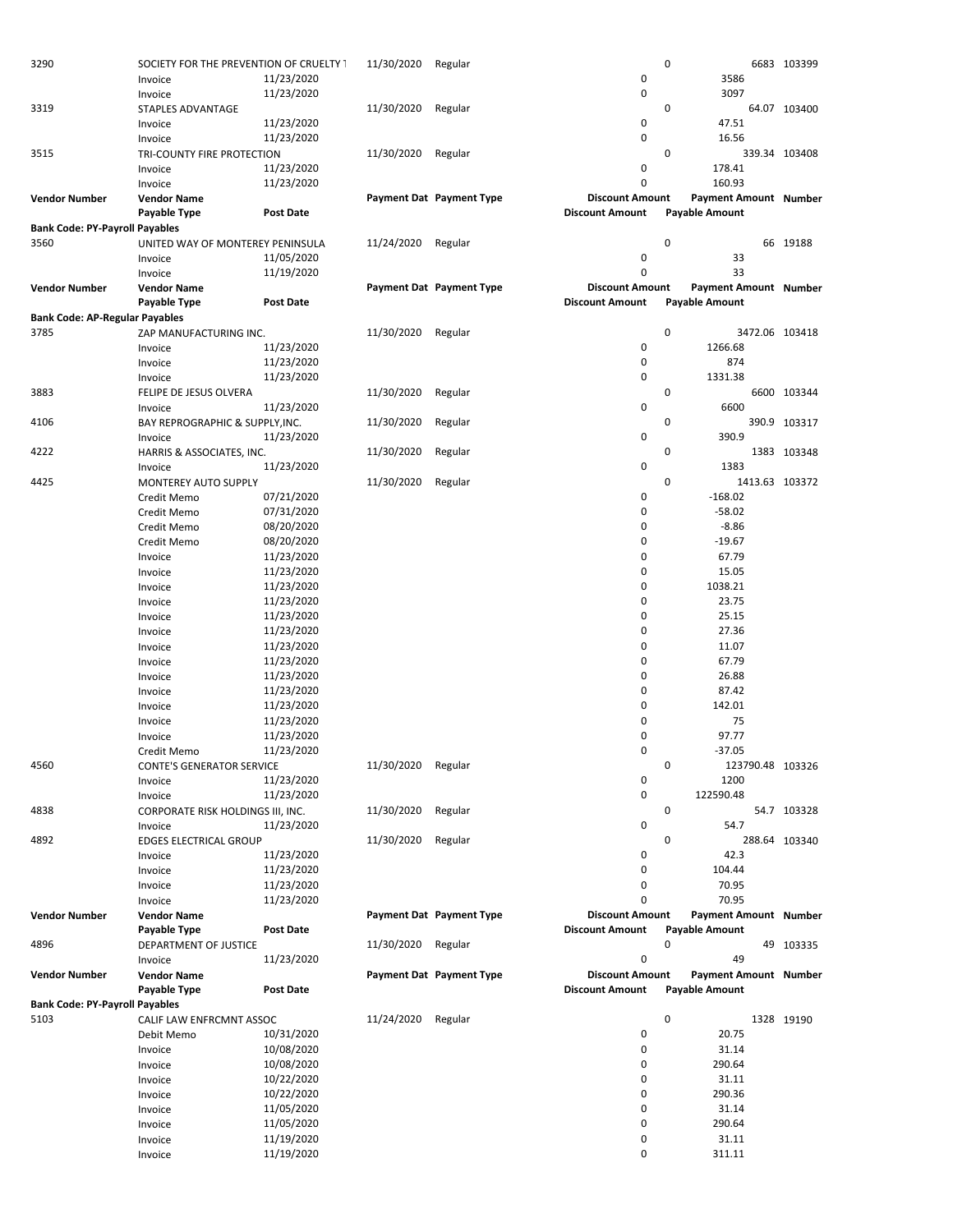| Vendor Number | Vendor Name | | Payment Date | Payment Type | Discount Amount | Payment Amount | Number |
|---|---|---|---|---|---|---|---|
| | Payable Type | Post Date | | | Discount Amount | Payable Amount | |
| 3290 | SOCIETY FOR THE PREVENTION OF CRUELTY T | | 11/30/2020 | Regular | 0 | 6683 | 103399 |
| | Invoice | 11/23/2020 | | | 0 | 3586 | |
| | Invoice | 11/23/2020 | | | 0 | 3097 | |
| 3319 | STAPLES ADVANTAGE | | 11/30/2020 | Regular | 0 | 64.07 | 103400 |
| | Invoice | 11/23/2020 | | | 0 | 47.51 | |
| | Invoice | 11/23/2020 | | | 0 | 16.56 | |
| 3515 | TRI-COUNTY FIRE PROTECTION | | 11/30/2020 | Regular | 0 | 339.34 | 103408 |
| | Invoice | 11/23/2020 | | | 0 | 178.41 | |
| | Invoice | 11/23/2020 | | | 0 | 160.93 | |
| **Vendor Number** | **Vendor Name** | | **Payment Dat** | **Payment Type** | **Discount Amount** | **Payment Amount** | **Number** |
| | **Payable Type** | **Post Date** | | | **Discount Amount** | **Payable Amount** | |
| **Bank Code: PY-Payroll Payables** | | | | | | | |
| 3560 | UNITED WAY OF MONTEREY PENINSULA | | 11/24/2020 | Regular | 0 | 66 | 19188 |
| | Invoice | 11/05/2020 | | | 0 | 33 | |
| | Invoice | 11/19/2020 | | | 0 | 33 | |
| **Vendor Number** | **Vendor Name** | | **Payment Dat** | **Payment Type** | **Discount Amount** | **Payment Amount** | **Number** |
| | **Payable Type** | **Post Date** | | | **Discount Amount** | **Payable Amount** | |
| **Bank Code: AP-Regular Payables** | | | | | | | |
| 3785 | ZAP MANUFACTURING INC. | | 11/30/2020 | Regular | 0 | 3472.06 | 103418 |
| | Invoice | 11/23/2020 | | | 0 | 1266.68 | |
| | Invoice | 11/23/2020 | | | 0 | 874 | |
| | Invoice | 11/23/2020 | | | 0 | 1331.38 | |
| 3883 | FELIPE DE JESUS OLVERA | | 11/30/2020 | Regular | 0 | 6600 | 103344 |
| | Invoice | 11/23/2020 | | | 0 | 6600 | |
| 4106 | BAY REPROGRAPHIC & SUPPLY,INC. | | 11/30/2020 | Regular | 0 | 390.9 | 103317 |
| | Invoice | 11/23/2020 | | | 0 | 390.9 | |
| 4222 | HARRIS & ASSOCIATES, INC. | | 11/30/2020 | Regular | 0 | 1383 | 103348 |
| | Invoice | 11/23/2020 | | | 0 | 1383 | |
| 4425 | MONTEREY AUTO SUPPLY | | 11/30/2020 | Regular | 0 | 1413.63 | 103372 |
| | Credit Memo | 07/21/2020 | | | 0 | -168.02 | |
| | Credit Memo | 07/31/2020 | | | 0 | -58.02 | |
| | Credit Memo | 08/20/2020 | | | 0 | -8.86 | |
| | Credit Memo | 08/20/2020 | | | 0 | -19.67 | |
| | Invoice | 11/23/2020 | | | 0 | 67.79 | |
| | Invoice | 11/23/2020 | | | 0 | 15.05 | |
| | Invoice | 11/23/2020 | | | 0 | 1038.21 | |
| | Invoice | 11/23/2020 | | | 0 | 23.75 | |
| | Invoice | 11/23/2020 | | | 0 | 25.15 | |
| | Invoice | 11/23/2020 | | | 0 | 27.36 | |
| | Invoice | 11/23/2020 | | | 0 | 11.07 | |
| | Invoice | 11/23/2020 | | | 0 | 67.79 | |
| | Invoice | 11/23/2020 | | | 0 | 26.88 | |
| | Invoice | 11/23/2020 | | | 0 | 87.42 | |
| | Invoice | 11/23/2020 | | | 0 | 142.01 | |
| | Invoice | 11/23/2020 | | | 0 | 75 | |
| | Invoice | 11/23/2020 | | | 0 | 97.77 | |
| | Credit Memo | 11/23/2020 | | | 0 | -37.05 | |
| 4560 | CONTE'S GENERATOR SERVICE | | 11/30/2020 | Regular | 0 | 123790.48 | 103326 |
| | Invoice | 11/23/2020 | | | 0 | 1200 | |
| | Invoice | 11/23/2020 | | | 0 | 122590.48 | |
| 4838 | CORPORATE RISK HOLDINGS III, INC. | | 11/30/2020 | Regular | 0 | 54.7 | 103328 |
| | Invoice | 11/23/2020 | | | 0 | 54.7 | |
| 4892 | EDGES ELECTRICAL GROUP | | 11/30/2020 | Regular | 0 | 288.64 | 103340 |
| | Invoice | 11/23/2020 | | | 0 | 42.3 | |
| | Invoice | 11/23/2020 | | | 0 | 104.44 | |
| | Invoice | 11/23/2020 | | | 0 | 70.95 | |
| | Invoice | 11/23/2020 | | | 0 | 70.95 | |
| **Vendor Number** | **Vendor Name** | | **Payment Dat** | **Payment Type** | **Discount Amount** | **Payment Amount** | **Number** |
| | **Payable Type** | **Post Date** | | | **Discount Amount** | **Payable Amount** | |
| 4896 | DEPARTMENT OF JUSTICE | | 11/30/2020 | Regular | 0 | 49 | 103335 |
| | Invoice | 11/23/2020 | | | 0 | 49 | |
| **Vendor Number** | **Vendor Name** | | **Payment Dat** | **Payment Type** | **Discount Amount** | **Payment Amount** | **Number** |
| | **Payable Type** | **Post Date** | | | **Discount Amount** | **Payable Amount** | |
| **Bank Code: PY-Payroll Payables** | | | | | | | |
| 5103 | CALIF LAW ENFRCMNT ASSOC | | 11/24/2020 | Regular | 0 | 1328 | 19190 |
| | Debit Memo | 10/31/2020 | | | 0 | 20.75 | |
| | Invoice | 10/08/2020 | | | 0 | 31.14 | |
| | Invoice | 10/08/2020 | | | 0 | 290.64 | |
| | Invoice | 10/22/2020 | | | 0 | 31.11 | |
| | Invoice | 10/22/2020 | | | 0 | 290.36 | |
| | Invoice | 11/05/2020 | | | 0 | 31.14 | |
| | Invoice | 11/05/2020 | | | 0 | 290.64 | |
| | Invoice | 11/19/2020 | | | 0 | 31.11 | |
| | Invoice | 11/19/2020 | | | 0 | 311.11 | |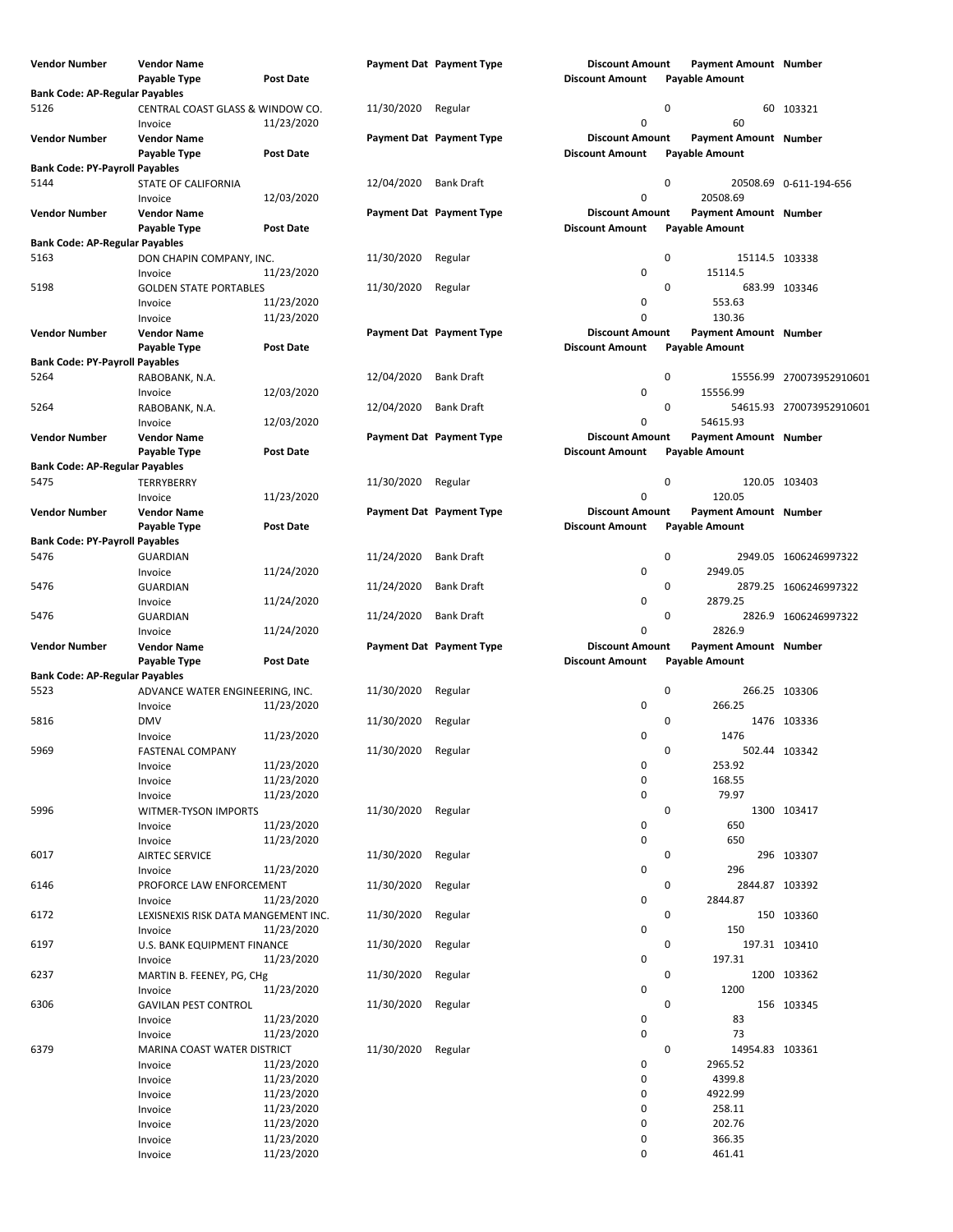| Vendor Number | Vendor Name | | Payment Dat | Payment Type | Discount Amount | Payment Amount | Number |
|---|---|---|---|---|---|---|---|
| | Payable Type | Post Date | | | Discount Amount | Payable Amount | |
| **Bank Code: AP-Regular Payables** | | | | | | | |
| 5126 | CENTRAL COAST GLASS & WINDOW CO. | | 11/30/2020 | Regular | 0 | 60 | 103321 |
| | Invoice | 11/23/2020 | | | 0 | 60 | |
| **Vendor Number** | **Vendor Name** | | **Payment Dat** | **Payment Type** | **Discount Amount** | **Payment Amount** | **Number** |
| | **Payable Type** | **Post Date** | | | **Discount Amount** | **Payable Amount** | |
| **Bank Code: PY-Payroll Payables** | | | | | | | |
| 5144 | STATE OF CALIFORNIA | | 12/04/2020 | Bank Draft | 0 | 20508.69 | 0-611-194-656 |
| | Invoice | 12/03/2020 | | | 0 | 20508.69 | |
| **Vendor Number** | **Vendor Name** | | **Payment Dat** | **Payment Type** | **Discount Amount** | **Payment Amount** | **Number** |
| | **Payable Type** | **Post Date** | | | **Discount Amount** | **Payable Amount** | |
| **Bank Code: AP-Regular Payables** | | | | | | | |
| 5163 | DON CHAPIN COMPANY, INC. | | 11/30/2020 | Regular | 0 | 15114.5 | 103338 |
| | Invoice | 11/23/2020 | | | 0 | 15114.5 | |
| 5198 | GOLDEN STATE PORTABLES | | 11/30/2020 | Regular | 0 | 683.99 | 103346 |
| | Invoice | 11/23/2020 | | | 0 | 553.63 | |
| | Invoice | 11/23/2020 | | | 0 | 130.36 | |
| **Vendor Number** | **Vendor Name** | | **Payment Dat** | **Payment Type** | **Discount Amount** | **Payment Amount** | **Number** |
| | **Payable Type** | **Post Date** | | | **Discount Amount** | **Payable Amount** | |
| **Bank Code: PY-Payroll Payables** | | | | | | | |
| 5264 | RABOBANK, N.A. | | 12/04/2020 | Bank Draft | 0 | 15556.99 | 270073952910601 |
| | Invoice | 12/03/2020 | | | 0 | 15556.99 | |
| 5264 | RABOBANK, N.A. | | 12/04/2020 | Bank Draft | 0 | 54615.93 | 270073952910601 |
| | Invoice | 12/03/2020 | | | 0 | 54615.93 | |
| **Vendor Number** | **Vendor Name** | | **Payment Dat** | **Payment Type** | **Discount Amount** | **Payment Amount** | **Number** |
| | **Payable Type** | **Post Date** | | | **Discount Amount** | **Payable Amount** | |
| **Bank Code: AP-Regular Payables** | | | | | | | |
| 5475 | TERRYBERRY | | 11/30/2020 | Regular | 0 | 120.05 | 103403 |
| | Invoice | 11/23/2020 | | | 0 | 120.05 | |
| **Vendor Number** | **Vendor Name** | | **Payment Dat** | **Payment Type** | **Discount Amount** | **Payment Amount** | **Number** |
| | **Payable Type** | **Post Date** | | | **Discount Amount** | **Payable Amount** | |
| **Bank Code: PY-Payroll Payables** | | | | | | | |
| 5476 | GUARDIAN | | 11/24/2020 | Bank Draft | 0 | 2949.05 | 1606246997322 |
| | Invoice | 11/24/2020 | | | 0 | 2949.05 | |
| 5476 | GUARDIAN | | 11/24/2020 | Bank Draft | 0 | 2879.25 | 1606246997322 |
| | Invoice | 11/24/2020 | | | 0 | 2879.25 | |
| 5476 | GUARDIAN | | 11/24/2020 | Bank Draft | 0 | 2826.9 | 1606246997322 |
| | Invoice | 11/24/2020 | | | 0 | 2826.9 | |
| **Vendor Number** | **Vendor Name** | | **Payment Dat** | **Payment Type** | **Discount Amount** | **Payment Amount** | **Number** |
| | **Payable Type** | **Post Date** | | | **Discount Amount** | **Payable Amount** | |
| **Bank Code: AP-Regular Payables** | | | | | | | |
| 5523 | ADVANCE WATER ENGINEERING, INC. | | 11/30/2020 | Regular | 0 | 266.25 | 103306 |
| | Invoice | 11/23/2020 | | | 0 | 266.25 | |
| 5816 | DMV | | 11/30/2020 | Regular | 0 | 1476 | 103336 |
| | Invoice | 11/23/2020 | | | 0 | 1476 | |
| 5969 | FASTENAL COMPANY | | 11/30/2020 | Regular | 0 | 502.44 | 103342 |
| | Invoice | 11/23/2020 | | | 0 | 253.92 | |
| | Invoice | 11/23/2020 | | | 0 | 168.55 | |
| | Invoice | 11/23/2020 | | | 0 | 79.97 | |
| 5996 | WITMER-TYSON IMPORTS | | 11/30/2020 | Regular | 0 | 1300 | 103417 |
| | Invoice | 11/23/2020 | | | 0 | 650 | |
| | Invoice | 11/23/2020 | | | 0 | 650 | |
| 6017 | AIRTEC SERVICE | | 11/30/2020 | Regular | 0 | 296 | 103307 |
| | Invoice | 11/23/2020 | | | 0 | 296 | |
| 6146 | PROFORCE LAW ENFORCEMENT | | 11/30/2020 | Regular | 0 | 2844.87 | 103392 |
| | Invoice | 11/23/2020 | | | 0 | 2844.87 | |
| 6172 | LEXISNEXIS RISK DATA MANGEMENT INC. | | 11/30/2020 | Regular | 0 | 150 | 103360 |
| | Invoice | 11/23/2020 | | | 0 | 150 | |
| 6197 | U.S. BANK EQUIPMENT FINANCE | | 11/30/2020 | Regular | 0 | 197.31 | 103410 |
| | Invoice | 11/23/2020 | | | 0 | 197.31 | |
| 6237 | MARTIN B. FEENEY, PG, CHg | | 11/30/2020 | Regular | 0 | 1200 | 103362 |
| | Invoice | 11/23/2020 | | | 0 | 1200 | |
| 6306 | GAVILAN PEST CONTROL | | 11/30/2020 | Regular | 0 | 156 | 103345 |
| | Invoice | 11/23/2020 | | | 0 | 83 | |
| | Invoice | 11/23/2020 | | | 0 | 73 | |
| 6379 | MARINA COAST WATER DISTRICT | | 11/30/2020 | Regular | 0 | 14954.83 | 103361 |
| | Invoice | 11/23/2020 | | | 0 | 2965.52 | |
| | Invoice | 11/23/2020 | | | 0 | 4399.8 | |
| | Invoice | 11/23/2020 | | | 0 | 4922.99 | |
| | Invoice | 11/23/2020 | | | 0 | 258.11 | |
| | Invoice | 11/23/2020 | | | 0 | 202.76 | |
| | Invoice | 11/23/2020 | | | 0 | 366.35 | |
| | Invoice | 11/23/2020 | | | 0 | 461.41 | |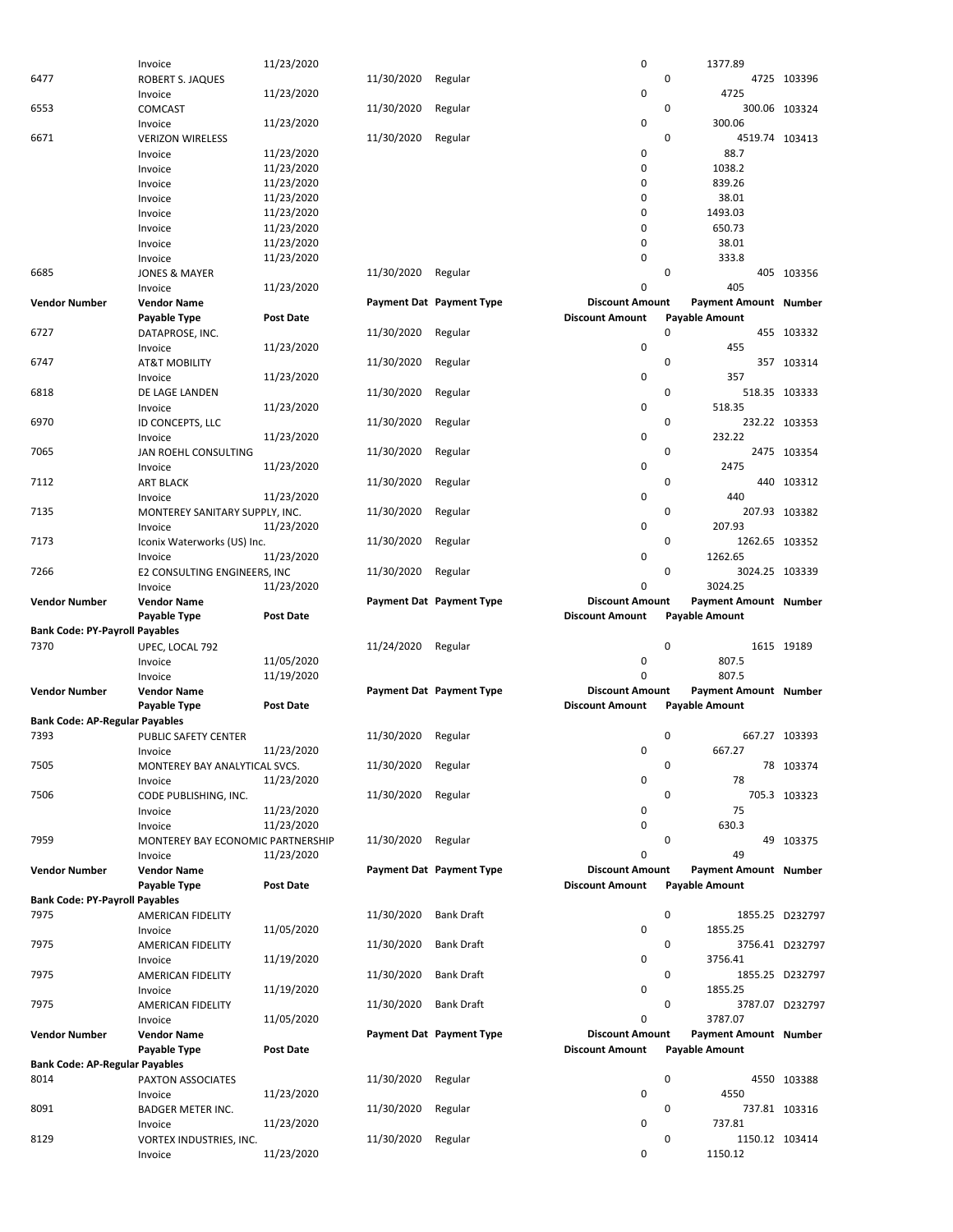| Vendor Number | Vendor Name | | Payment Date | Payment Type | Discount Amount | Payment Amount | Number |
|---|---|---|---|---|---|---|---|
| | Payable Type | Post Date | | | Discount Amount | Payable Amount | |
| | Invoice | 11/23/2020 | | | 0 | 1377.89 | |
| 6477 | ROBERT S. JAQUES | | 11/30/2020 | Regular | 0 | 4725 | 103396 |
| | Invoice | 11/23/2020 | | | 0 | 4725 | |
| 6553 | COMCAST | | 11/30/2020 | Regular | 0 | 300.06 | 103324 |
| | Invoice | 11/23/2020 | | | 0 | 300.06 | |
| 6671 | VERIZON WIRELESS | | 11/30/2020 | Regular | 0 | 4519.74 | 103413 |
| | Invoice | 11/23/2020 | | | 0 | 88.7 | |
| | Invoice | 11/23/2020 | | | 0 | 1038.2 | |
| | Invoice | 11/23/2020 | | | 0 | 839.26 | |
| | Invoice | 11/23/2020 | | | 0 | 38.01 | |
| | Invoice | 11/23/2020 | | | 0 | 1493.03 | |
| | Invoice | 11/23/2020 | | | 0 | 650.73 | |
| | Invoice | 11/23/2020 | | | 0 | 38.01 | |
| | Invoice | 11/23/2020 | | | 0 | 333.8 | |
| 6685 | JONES & MAYER | | 11/30/2020 | Regular | 0 | 405 | 103356 |
| | Invoice | 11/23/2020 | | | 0 | 405 | |

| Vendor Number | Vendor Name | | Payment Dat | Payment Type | Discount Amount | Payment Amount | Number |
|---|---|---|---|---|---|---|---|
| | Payable Type | Post Date | | | Discount Amount | Payable Amount | |
| 6727 | DATAPROSE, INC. | | 11/30/2020 | Regular | 0 | 455 | 103332 |
| | Invoice | 11/23/2020 | | | 0 | 455 | |
| 6747 | AT&T MOBILITY | | 11/30/2020 | Regular | 0 | 357 | 103314 |
| | Invoice | 11/23/2020 | | | 0 | 357 | |
| 6818 | DE LAGE LANDEN | | 11/30/2020 | Regular | 0 | 518.35 | 103333 |
| | Invoice | 11/23/2020 | | | 0 | 518.35 | |
| 6970 | ID CONCEPTS, LLC | | 11/30/2020 | Regular | 0 | 232.22 | 103353 |
| | Invoice | 11/23/2020 | | | 0 | 232.22 | |
| 7065 | JAN ROEHL CONSULTING | | 11/30/2020 | Regular | 0 | 2475 | 103354 |
| | Invoice | 11/23/2020 | | | 0 | 2475 | |
| 7112 | ART BLACK | | 11/30/2020 | Regular | 0 | 440 | 103312 |
| | Invoice | 11/23/2020 | | | 0 | 440 | |
| 7135 | MONTEREY SANITARY SUPPLY, INC. | | 11/30/2020 | Regular | 0 | 207.93 | 103382 |
| | Invoice | 11/23/2020 | | | 0 | 207.93 | |
| 7173 | Iconix Waterworks (US) Inc. | | 11/30/2020 | Regular | 0 | 1262.65 | 103352 |
| | Invoice | 11/23/2020 | | | 0 | 1262.65 | |
| 7266 | E2 CONSULTING ENGINEERS, INC | | 11/30/2020 | Regular | 0 | 3024.25 | 103339 |
| | Invoice | 11/23/2020 | | | 0 | 3024.25 | |

| Vendor Number | Vendor Name | | Payment Dat | Payment Type | Discount Amount | Payment Amount | Number |
|---|---|---|---|---|---|---|---|
| | Payable Type | Post Date | | | Discount Amount | Payable Amount | |
| **Bank Code: PY-Payroll Payables** | | | | | | | |
| 7370 | UPEC, LOCAL 792 | | 11/24/2020 | Regular | 0 | 1615 | 19189 |
| | Invoice | 11/05/2020 | | | 0 | 807.5 | |
| | Invoice | 11/19/2020 | | | 0 | 807.5 | |

| Vendor Number | Vendor Name | | Payment Dat | Payment Type | Discount Amount | Payment Amount | Number |
|---|---|---|---|---|---|---|---|
| | Payable Type | Post Date | | | Discount Amount | Payable Amount | |
| **Bank Code: AP-Regular Payables** | | | | | | | |
| 7393 | PUBLIC SAFETY CENTER | | 11/30/2020 | Regular | 0 | 667.27 | 103393 |
| | Invoice | 11/23/2020 | | | 0 | 667.27 | |
| 7505 | MONTEREY BAY ANALYTICAL SVCS. | | 11/30/2020 | Regular | 0 | 78 | 103374 |
| | Invoice | 11/23/2020 | | | 0 | 78 | |
| 7506 | CODE PUBLISHING, INC. | | 11/30/2020 | Regular | 0 | 705.3 | 103323 |
| | Invoice | 11/23/2020 | | | 0 | 75 | |
| | Invoice | 11/23/2020 | | | 0 | 630.3 | |
| 7959 | MONTEREY BAY ECONOMIC PARTNERSHIP | | 11/30/2020 | Regular | 0 | 49 | 103375 |
| | Invoice | 11/23/2020 | | | 0 | 49 | |

| Vendor Number | Vendor Name | | Payment Dat | Payment Type | Discount Amount | Payment Amount | Number |
|---|---|---|---|---|---|---|---|
| | Payable Type | Post Date | | | Discount Amount | Payable Amount | |
| **Bank Code: PY-Payroll Payables** | | | | | | | |
| 7975 | AMERICAN FIDELITY | | 11/30/2020 | Bank Draft | 0 | 1855.25 | D232797 |
| | Invoice | 11/05/2020 | | | 0 | 1855.25 | |
| 7975 | AMERICAN FIDELITY | | 11/30/2020 | Bank Draft | 0 | 3756.41 | D232797 |
| | Invoice | 11/19/2020 | | | 0 | 3756.41 | |
| 7975 | AMERICAN FIDELITY | | 11/30/2020 | Bank Draft | 0 | 1855.25 | D232797 |
| | Invoice | 11/19/2020 | | | 0 | 1855.25 | |
| 7975 | AMERICAN FIDELITY | | 11/30/2020 | Bank Draft | 0 | 3787.07 | D232797 |
| | Invoice | 11/05/2020 | | | 0 | 3787.07 | |

| Vendor Number | Vendor Name | | Payment Dat | Payment Type | Discount Amount | Payment Amount | Number |
|---|---|---|---|---|---|---|---|
| | Payable Type | Post Date | | | Discount Amount | Payable Amount | |
| **Bank Code: AP-Regular Payables** | | | | | | | |
| 8014 | PAXTON ASSOCIATES | | 11/30/2020 | Regular | 0 | 4550 | 103388 |
| | Invoice | 11/23/2020 | | | 0 | 4550 | |
| 8091 | BADGER METER INC. | | 11/30/2020 | Regular | 0 | 737.81 | 103316 |
| | Invoice | 11/23/2020 | | | 0 | 737.81 | |
| 8129 | VORTEX INDUSTRIES, INC. | | 11/30/2020 | Regular | 0 | 1150.12 | 103414 |
| | Invoice | 11/23/2020 | | | 0 | 1150.12 | |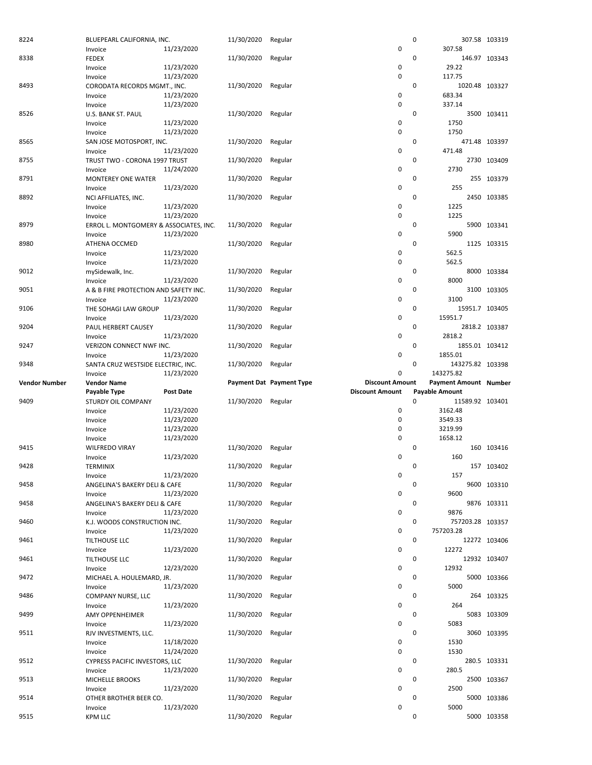| Vendor Number | Vendor Name | | Payment Date | Payment Type | Discount Amount | Payment Amount | Number |
|---|---|---|---|---|---|---|---|
| | Payable Type | Post Date | | | Discount Amount | Payable Amount | |
| 8224 | BLUEPEARL CALIFORNIA, INC. | | 11/30/2020 | Regular | 0 | 307.58 | 103319 |
| | Invoice | 11/23/2020 | | | 0 | 307.58 | |
| 8338 | FEDEX | | 11/30/2020 | Regular | 0 | 146.97 | 103343 |
| | Invoice | 11/23/2020 | | | 0 | 29.22 | |
| | Invoice | 11/23/2020 | | | 0 | 117.75 | |
| 8493 | CORODATA RECORDS MGMT., INC. | | 11/30/2020 | Regular | 0 | 1020.48 | 103327 |
| | Invoice | 11/23/2020 | | | 0 | 683.34 | |
| | Invoice | 11/23/2020 | | | 0 | 337.14 | |
| 8526 | U.S. BANK ST. PAUL | | 11/30/2020 | Regular | 0 | 3500 | 103411 |
| | Invoice | 11/23/2020 | | | 0 | 1750 | |
| | Invoice | 11/23/2020 | | | 0 | 1750 | |
| 8565 | SAN JOSE MOTOSPORT, INC. | | 11/30/2020 | Regular | 0 | 471.48 | 103397 |
| | Invoice | 11/23/2020 | | | 0 | 471.48 | |
| 8755 | TRUST TWO - CORONA 1997 TRUST | | 11/30/2020 | Regular | 0 | 2730 | 103409 |
| | Invoice | 11/24/2020 | | | 0 | 2730 | |
| 8791 | MONTEREY ONE WATER | | 11/30/2020 | Regular | 0 | 255 | 103379 |
| | Invoice | 11/23/2020 | | | 0 | 255 | |
| 8892 | NCI AFFILIATES, INC. | | 11/30/2020 | Regular | 0 | 2450 | 103385 |
| | Invoice | 11/23/2020 | | | 0 | 1225 | |
| | Invoice | 11/23/2020 | | | 0 | 1225 | |
| 8979 | ERROL L. MONTGOMERY & ASSOCIATES, INC. | | 11/30/2020 | Regular | 0 | 5900 | 103341 |
| | Invoice | 11/23/2020 | | | 0 | 5900 | |
| 8980 | ATHENA OCCMED | | 11/30/2020 | Regular | 0 | 1125 | 103315 |
| | Invoice | 11/23/2020 | | | 0 | 562.5 | |
| | Invoice | 11/23/2020 | | | 0 | 562.5 | |
| 9012 | mySidewalk, Inc. | | 11/30/2020 | Regular | 0 | 8000 | 103384 |
| | Invoice | 11/23/2020 | | | 0 | 8000 | |
| 9051 | A & B FIRE PROTECTION AND SAFETY INC. | | 11/30/2020 | Regular | 0 | 3100 | 103305 |
| | Invoice | 11/23/2020 | | | 0 | 3100 | |
| 9106 | THE SOHAGI LAW GROUP | | 11/30/2020 | Regular | 0 | 15951.7 | 103405 |
| | Invoice | 11/23/2020 | | | 0 | 15951.7 | |
| 9204 | PAUL HERBERT CAUSEY | | 11/30/2020 | Regular | 0 | 2818.2 | 103387 |
| | Invoice | 11/23/2020 | | | 0 | 2818.2 | |
| 9247 | VERIZON CONNECT NWF INC. | | 11/30/2020 | Regular | 0 | 1855.01 | 103412 |
| | Invoice | 11/23/2020 | | | 0 | 1855.01 | |
| 9348 | SANTA CRUZ WESTSIDE ELECTRIC, INC. | | 11/30/2020 | Regular | 0 | 143275.82 | 103398 |
| | Invoice | 11/23/2020 | | | 0 | 143275.82 | |
| 9409 | STURDY OIL COMPANY | | 11/30/2020 | Regular | 0 | 11589.92 | 103401 |
| | Invoice | 11/23/2020 | | | 0 | 3162.48 | |
| | Invoice | 11/23/2020 | | | 0 | 3549.33 | |
| | Invoice | 11/23/2020 | | | 0 | 3219.99 | |
| | Invoice | 11/23/2020 | | | 0 | 1658.12 | |
| 9415 | WILFREDO VIRAY | | 11/30/2020 | Regular | 0 | 160 | 103416 |
| | Invoice | 11/23/2020 | | | 0 | 160 | |
| 9428 | TERMINIX | | 11/30/2020 | Regular | 0 | 157 | 103402 |
| | Invoice | 11/23/2020 | | | 0 | 157 | |
| 9458 | ANGELINA'S BAKERY DELI & CAFE | | 11/30/2020 | Regular | 0 | 9600 | 103310 |
| | Invoice | 11/23/2020 | | | 0 | 9600 | |
| 9458 | ANGELINA'S BAKERY DELI & CAFE | | 11/30/2020 | Regular | 0 | 9876 | 103311 |
| | Invoice | 11/23/2020 | | | 0 | 9876 | |
| 9460 | K.J. WOODS CONSTRUCTION INC. | | 11/30/2020 | Regular | 0 | 757203.28 | 103357 |
| | Invoice | 11/23/2020 | | | 0 | 757203.28 | |
| 9461 | TILTHOUSE LLC | | 11/30/2020 | Regular | 0 | 12272 | 103406 |
| | Invoice | 11/23/2020 | | | 0 | 12272 | |
| 9461 | TILTHOUSE LLC | | 11/30/2020 | Regular | 0 | 12932 | 103407 |
| | Invoice | 12/23/2020 | | | 0 | 12932 | |
| 9472 | MICHAEL A. HOULEMARD, JR. | | 11/30/2020 | Regular | 0 | 5000 | 103366 |
| | Invoice | 11/23/2020 | | | 0 | 5000 | |
| 9486 | COMPANY NURSE, LLC | | 11/30/2020 | Regular | 0 | 264 | 103325 |
| | Invoice | 11/23/2020 | | | 0 | 264 | |
| 9499 | AMY OPPENHEIMER | | 11/30/2020 | Regular | 0 | 5083 | 103309 |
| | Invoice | 11/23/2020 | | | 0 | 5083 | |
| 9511 | RJV INVESTMENTS, LLC. | | 11/30/2020 | Regular | 0 | 3060 | 103395 |
| | Invoice | 11/18/2020 | | | 0 | 1530 | |
| | Invoice | 11/24/2020 | | | 0 | 1530 | |
| 9512 | CYPRESS PACIFIC INVESTORS, LLC | | 11/30/2020 | Regular | 0 | 280.5 | 103331 |
| | Invoice | 11/23/2020 | | | 0 | 280.5 | |
| 9513 | MICHELLE BROOKS | | 11/30/2020 | Regular | 0 | 2500 | 103367 |
| | Invoice | 11/23/2020 | | | 0 | 2500 | |
| 9514 | OTHER BROTHER BEER CO. | | 11/30/2020 | Regular | 0 | 5000 | 103386 |
| | Invoice | 11/23/2020 | | | 0 | 5000 | |
| 9515 | KPM LLC | | 11/30/2020 | Regular | 0 | 5000 | 103358 |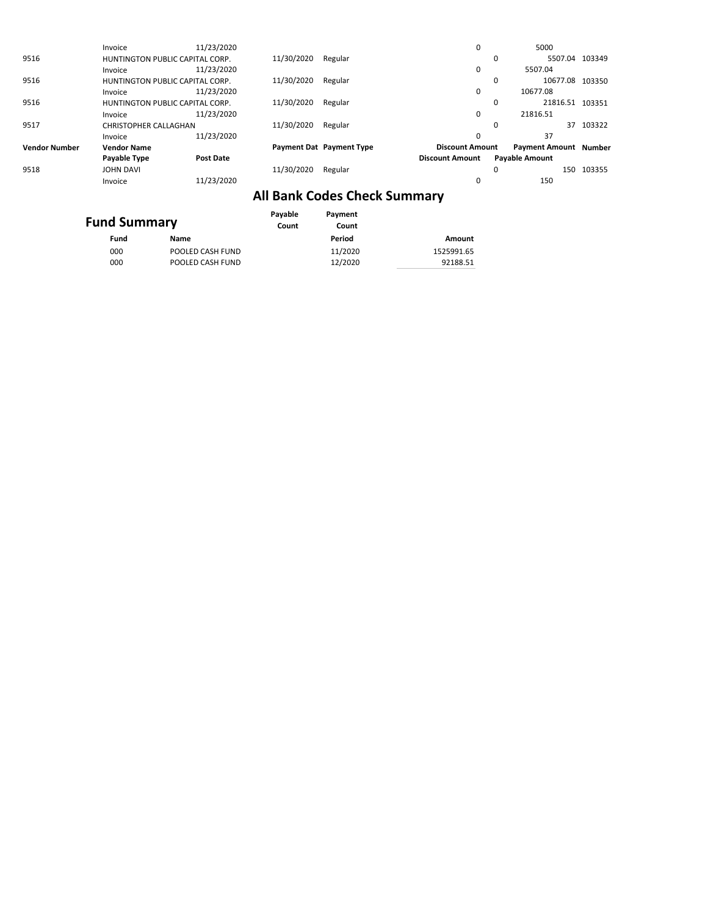| | | | | | | | | |
|---|---|---|---|---|---|---|---|---|
| | Invoice | 11/23/2020 | | | 0 | | 5000 | |
| 9516 | HUNTINGTON PUBLIC CAPITAL CORP. | | 11/30/2020 | Regular | | 0 | 5507.04 | 103349 |
| | Invoice | 11/23/2020 | | | 0 | | 5507.04 | |
| 9516 | HUNTINGTON PUBLIC CAPITAL CORP. | | 11/30/2020 | Regular | | 0 | 10677.08 | 103350 |
| | Invoice | 11/23/2020 | | | 0 | | 10677.08 | |
| 9516 | HUNTINGTON PUBLIC CAPITAL CORP. | | 11/30/2020 | Regular | | 0 | 21816.51 | 103351 |
| | Invoice | 11/23/2020 | | | 0 | | 21816.51 | |
| 9517 | CHRISTOPHER CALLAGHAN | | 11/30/2020 | Regular | | 0 | 37 | 103322 |
| | Invoice | 11/23/2020 | | | 0 | | 37 | |
| **Vendor Number** | **Vendor Name** | | **Payment Dat** | **Payment Type** | **Discount Amount** | | **Payment Amount** | **Number** |
| | **Payable Type** | **Post Date** | | | **Discount Amount** | | **Payable Amount** | |
| 9518 | JOHN DAVI | | 11/30/2020 | Regular | | 0 | 150 | 103355 |
| | Invoice | 11/23/2020 | | | 0 | | 150 | |

## All Bank Codes Check Summary

## Fund Summary

| Fund | Name | Payable Count | Payment Count / Period | Amount |
|---|---|---|---|---|
| 000 | POOLED CASH FUND | | 11/2020 | 1525991.65 |
| 000 | POOLED CASH FUND | | 12/2020 | 92188.51 |